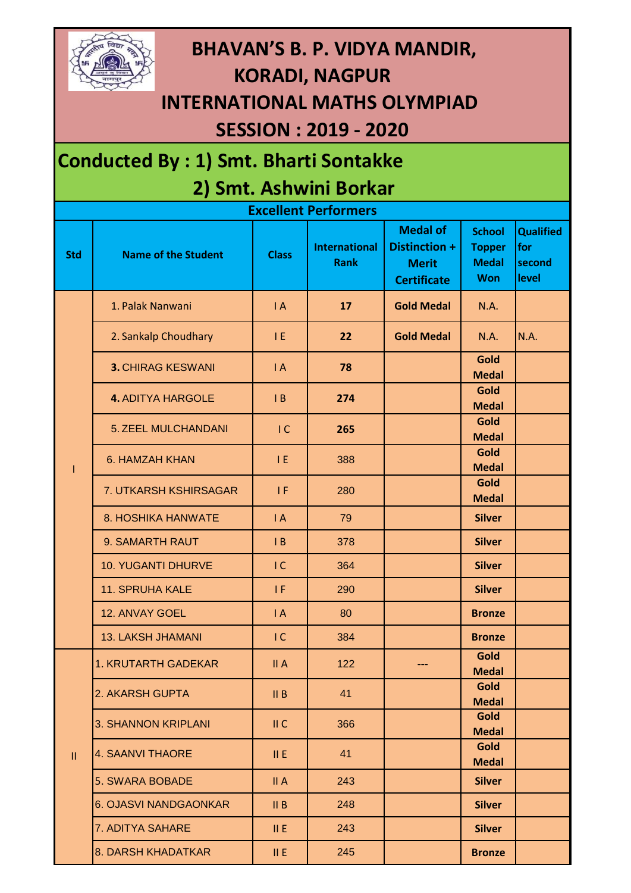# BHAVAN'S B. P. VIDYA MANDIR, KORADI, NAGPUR

# INTERNATIONAL MATHS OLYMPIAD

# SESSION : 2019 - 2020

## Conducted By : 1) Smt. Bharti Sontakke
## 2) Smt. Ashwini Borkar

### Excellent Performers

| Std | Name of the Student | Class | International Rank | Medal of Distinction + Merit Certificate | School Topper Medal Won | Qualified for second level |
|---|---|---|---|---|---|---|
| I | 1. Palak Nanwani | I A | **17** | **Gold Medal** | N.A. | |
| | 2. Sankalp Choudhary | I E | **22** | **Gold Medal** | N.A. | N.A. |
| | **3.** CHIRAG KESWANI | I A | **78** | | **Gold Medal** | |
| | **4.** ADITYA HARGOLE | I B | **274** | | **Gold Medal** | |
| | 5. ZEEL MULCHANDANI | I C | **265** | | **Gold Medal** | |
| | 6. HAMZAH KHAN | I E | 388 | | **Gold Medal** | |
| | 7. UTKARSH KSHIRSAGAR | I F | 280 | | **Gold Medal** | |
| | 8. HOSHIKA HANWATE | I A | 79 | | **Silver** | |
| | 9. SAMARTH RAUT | I B | 378 | | **Silver** | |
| | 10. YUGANTI DHURVE | I C | 364 | | **Silver** | |
| | 11. SPRUHA KALE | I F | 290 | | **Silver** | |
| | 12. ANVAY GOEL | I A | 80 | | **Bronze** | |
| | 13. LAKSH JHAMANI | I C | 384 | | **Bronze** | |
| II | 1. KRUTARTH GADEKAR | II A | 122 | --- | **Gold Medal** | |
| | 2. AKARSH GUPTA | II B | 41 | | **Gold Medal** | |
| | 3. SHANNON KRIPLANI | II C | 366 | | **Gold Medal** | |
| | 4. SAANVI THAORE | II E | 41 | | **Gold Medal** | |
| | 5. SWARA BOBADE | II A | 243 | | **Silver** | |
| | 6. OJASVI NANDGAONKAR | II B | 248 | | **Silver** | |
| | 7. ADITYA SAHARE | II E | 243 | | **Silver** | |
| | 8. DARSH KHADATKAR | II E | 245 | | **Bronze** | |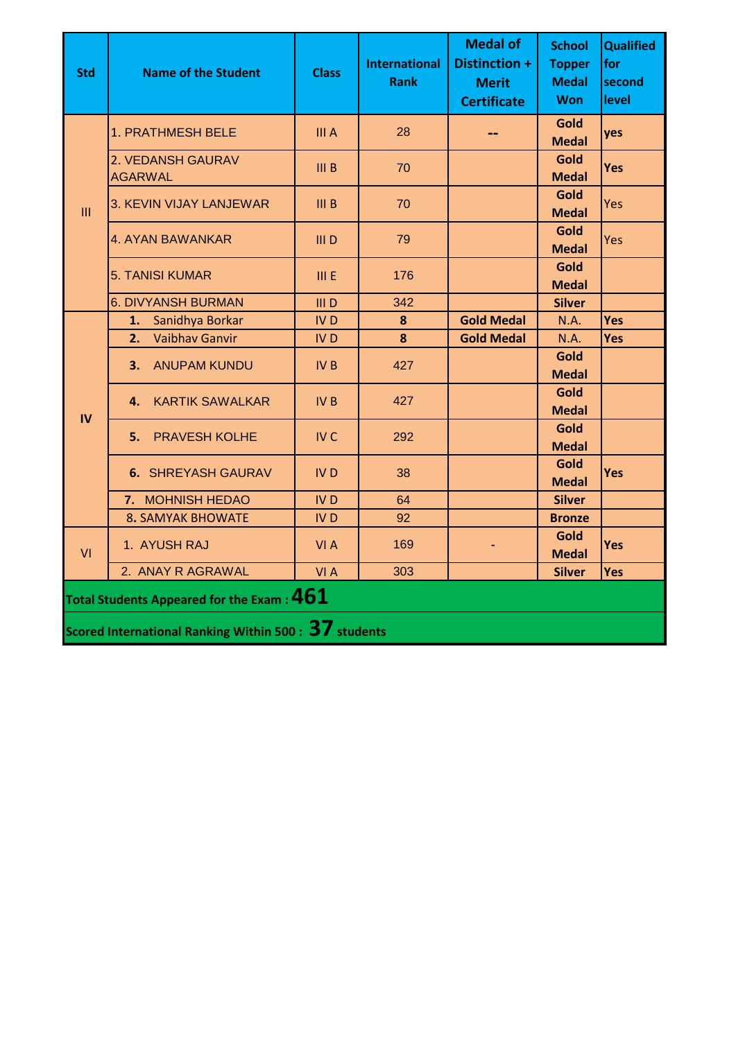| Std | Name of the Student | Class | International Rank | Medal of Distinction + Merit Certificate | School Topper Medal Won | Qualified for second level |
|---|---|---|---|---|---|---|
| III | 1. PRATHMESH BELE | III A | 28 | -- | Gold Medal | yes |
| | 2. VEDANSH GAURAV AGARWAL | III B | 70 | | Gold Medal | Yes |
| | 3. KEVIN VIJAY LANJEWAR | III B | 70 | | Gold Medal | Yes |
| | 4. AYAN BAWANKAR | III D | 79 | | Gold Medal | Yes |
| | 5. TANISI KUMAR | III E | 176 | | Gold Medal | |
| | 6. DIVYANSH BURMAN | III D | 342 | | Silver | |
| IV | 1. Sanidhya Borkar | IV D | 8 | Gold Medal | N.A. | Yes |
| | 2. Vaibhav Ganvir | IV D | 8 | Gold Medal | N.A. | Yes |
| | 3. ANUPAM KUNDU | IV B | 427 | | Gold Medal | |
| | 4. KARTIK SAWALKAR | IV B | 427 | | Gold Medal | |
| | 5. PRAVESH KOLHE | IV C | 292 | | Gold Medal | |
| | 6. SHREYASH GAURAV | IV D | 38 | | Gold Medal | Yes |
| | 7. MOHNISH HEDAO | IV D | 64 | | Silver | |
| | 8. SAMYAK BHOWATE | IV D | 92 | | Bronze | |
| VI | 1. AYUSH RAJ | VI A | 169 | - | Gold Medal | Yes |
| | 2. ANAY R AGRAWAL | VI A | 303 | | Silver | Yes |
| **Total Students Appeared for the Exam : 461** | | | | | | |
| **Scored International Ranking Within 500 : 37 students** | | | | | | |